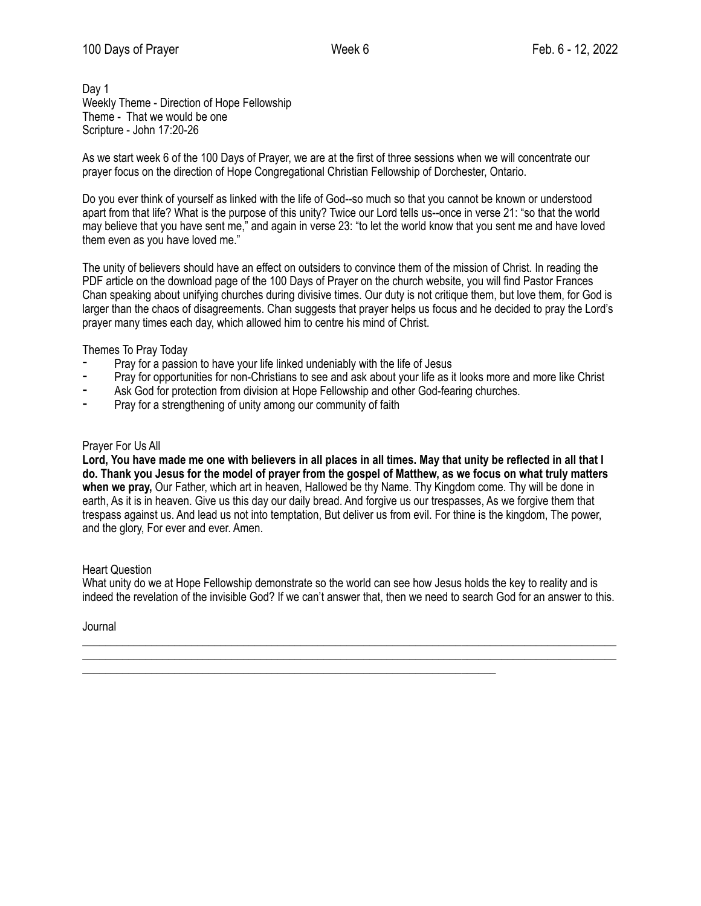Day 1
Weekly Theme - Direction of Hope Fellowship
Theme - That we would be one
Scripture - John 17:20-26

As we start week 6 of the 100 Days of Prayer, we are at the first of three sessions when we will concentrate our prayer focus on the direction of Hope Congregational Christian Fellowship of Dorchester, Ontario.

Do you ever think of yourself as linked with the life of God--so much so that you cannot be known or understood apart from that life? What is the purpose of this unity? Twice our Lord tells us--once in verse 21: "so that the world may believe that you have sent me," and again in verse 23: "to let the world know that you sent me and have loved them even as you have loved me."

The unity of believers should have an effect on outsiders to convince them of the mission of Christ. In reading the PDF article on the download page of the 100 Days of Prayer on the church website, you will find Pastor Frances Chan speaking about unifying churches during divisive times. Our duty is not critique them, but love them, for God is larger than the chaos of disagreements. Chan suggests that prayer helps us focus and he decided to pray the Lord's prayer many times each day, which allowed him to centre his mind of Christ.

Themes To Pray Today

- Pray for a passion to have your life linked undeniably with the life of Jesus
- Pray for opportunities for non-Christians to see and ask about your life as it looks more and more like Christ
- Ask God for protection from division at Hope Fellowship and other God-fearing churches.
- Pray for a strengthening of unity among our community of faith

Prayer For Us All

**Lord, You have made me one with believers in all places in all times. May that unity be reflected in all that I do. Thank you Jesus for the model of prayer from the gospel of Matthew, as we focus on what truly matters when we pray,** Our Father, which art in heaven, Hallowed be thy Name. Thy Kingdom come. Thy will be done in earth, As it is in heaven. Give us this day our daily bread. And forgive us our trespasses, As we forgive them that trespass against us. And lead us not into temptation, But deliver us from evil. For thine is the kingdom, The power, and the glory, For ever and ever. Amen.

Heart Question

What unity do we at Hope Fellowship demonstrate so the world can see how Jesus holds the key to reality and is indeed the revelation of the invisible God? If we can't answer that, then we need to search God for an answer to this.

Journal

\_\_\_\_\_\_\_\_\_\_\_\_\_\_\_\_\_\_\_\_\_\_\_\_\_\_\_\_\_\_\_\_\_\_\_\_\_\_\_\_\_\_\_\_\_\_\_\_\_\_\_\_\_\_\_\_\_\_\_\_\_\_\_\_\_\_\_\_\_\_\_\_\_\_\_\_\_\_

\_\_\_\_\_\_\_\_\_\_\_\_\_\_\_\_\_\_\_\_\_\_\_\_\_\_\_\_\_\_\_\_\_\_\_\_\_\_\_\_\_\_\_\_\_\_\_\_\_\_\_\_\_\_\_\_\_\_\_\_\_\_\_\_\_\_\_\_\_\_\_\_\_\_\_\_\_\_

\_\_\_\_\_\_\_\_\_\_\_\_\_\_\_\_\_\_\_\_\_\_\_\_\_\_\_\_\_\_\_\_\_\_\_\_\_\_\_\_\_\_\_\_\_\_\_\_\_\_\_\_\_\_\_\_\_\_\_\_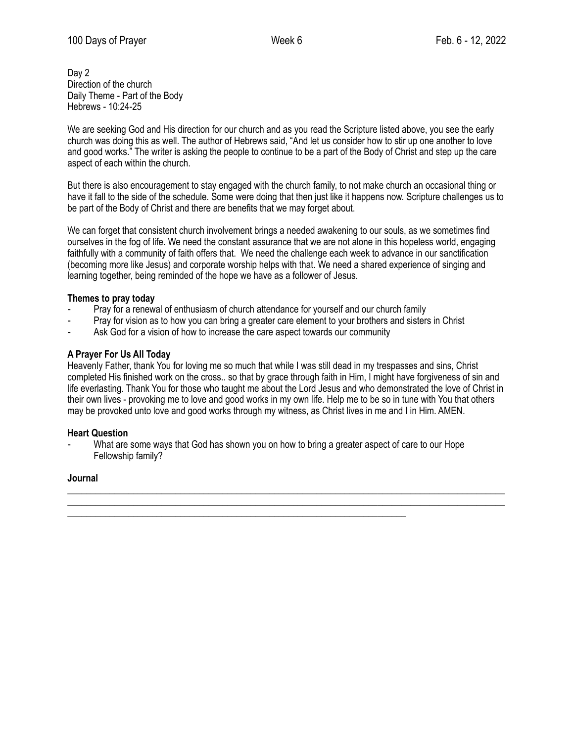Day 2
Direction of the church
Daily Theme - Part of the Body
Hebrews - 10:24-25

We are seeking God and His direction for our church and as you read the Scripture listed above, you see the early church was doing this as well. The author of Hebrews said, "And let us consider how to stir up one another to love and good works." The writer is asking the people to continue to be a part of the Body of Christ and step up the care aspect of each within the church.

But there is also encouragement to stay engaged with the church family, to not make church an occasional thing or have it fall to the side of the schedule. Some were doing that then just like it happens now. Scripture challenges us to be part of the Body of Christ and there are benefits that we may forget about.

We can forget that consistent church involvement brings a needed awakening to our souls, as we sometimes find ourselves in the fog of life. We need the constant assurance that we are not alone in this hopeless world, engaging faithfully with a community of faith offers that. We need the challenge each week to advance in our sanctification (becoming more like Jesus) and corporate worship helps with that. We need a shared experience of singing and learning together, being reminded of the hope we have as a follower of Jesus.

**Themes to pray today**

- Pray for a renewal of enthusiasm of church attendance for yourself and our church family
- Pray for vision as to how you can bring a greater care element to your brothers and sisters in Christ
- Ask God for a vision of how to increase the care aspect towards our community

**A Prayer For Us All Today**

Heavenly Father, thank You for loving me so much that while I was still dead in my trespasses and sins, Christ completed His finished work on the cross.. so that by grace through faith in Him, I might have forgiveness of sin and life everlasting. Thank You for those who taught me about the Lord Jesus and who demonstrated the love of Christ in their own lives - provoking me to love and good works in my own life. Help me to be so in tune with You that others may be provoked unto love and good works through my witness, as Christ lives in me and I in Him. AMEN.

**Heart Question**

- What are some ways that God has shown you on how to bring a greater aspect of care to our Hope Fellowship family?

**Journal**

________________________________________________________________________________________________
________________________________________________________________________________________________
__________________________________________________________________________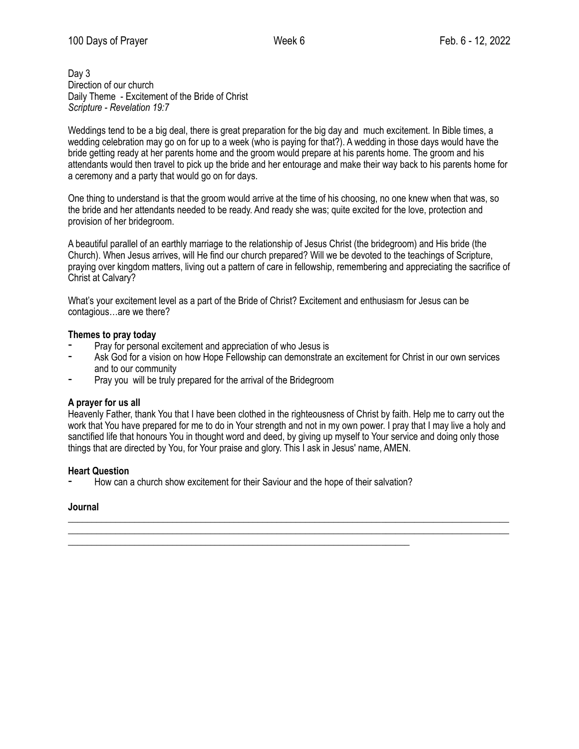Day 3
Direction of our church
Daily Theme - Excitement of the Bride of Christ
*Scripture - Revelation 19:7*

Weddings tend to be a big deal, there is great preparation for the big day and much excitement. In Bible times, a wedding celebration may go on for up to a week (who is paying for that?). A wedding in those days would have the bride getting ready at her parents home and the groom would prepare at his parents home. The groom and his attendants would then travel to pick up the bride and her entourage and make their way back to his parents home for a ceremony and a party that would go on for days.

One thing to understand is that the groom would arrive at the time of his choosing, no one knew when that was, so the bride and her attendants needed to be ready. And ready she was; quite excited for the love, protection and provision of her bridegroom.

A beautiful parallel of an earthly marriage to the relationship of Jesus Christ (the bridegroom) and His bride (the Church). When Jesus arrives, will He find our church prepared? Will we be devoted to the teachings of Scripture, praying over kingdom matters, living out a pattern of care in fellowship, remembering and appreciating the sacrifice of Christ at Calvary?

What's your excitement level as a part of the Bride of Christ? Excitement and enthusiasm for Jesus can be contagious…are we there?

**Themes to pray today**

- Pray for personal excitement and appreciation of who Jesus is
- Ask God for a vision on how Hope Fellowship can demonstrate an excitement for Christ in our own services and to our community
- Pray you will be truly prepared for the arrival of the Bridegroom

**A prayer for us all**

Heavenly Father, thank You that I have been clothed in the righteousness of Christ by faith. Help me to carry out the work that You have prepared for me to do in Your strength and not in my own power. I pray that I may live a holy and sanctified life that honours You in thought word and deed, by giving up myself to Your service and doing only those things that are directed by You, for Your praise and glory. This I ask in Jesus' name, AMEN.

**Heart Question**

- How can a church show excitement for their Saviour and the hope of their salvation?

**Journal**

___________________________________________________________________________________________

___________________________________________________________________________________________

______________________________________________________________________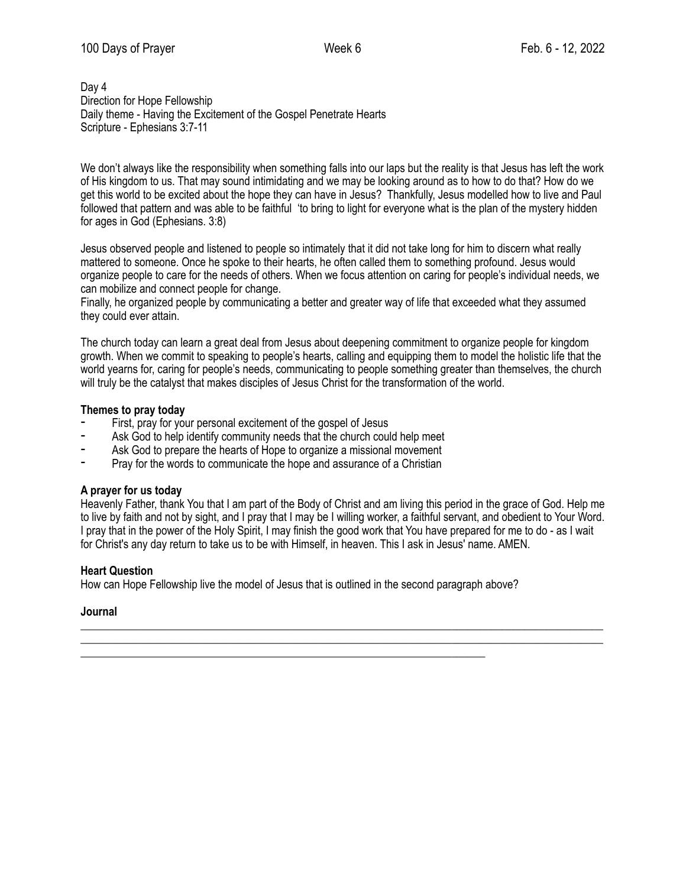Day 4
Direction for Hope Fellowship
Daily theme - Having the Excitement of the Gospel Penetrate Hearts
Scripture - Ephesians 3:7-11

We don't always like the responsibility when something falls into our laps but the reality is that Jesus has left the work of His kingdom to us. That may sound intimidating and we may be looking around as to how to do that? How do we get this world to be excited about the hope they can have in Jesus? Thankfully, Jesus modelled how to live and Paul followed that pattern and was able to be faithful 'to bring to light for everyone what is the plan of the mystery hidden for ages in God (Ephesians. 3:8)

Jesus observed people and listened to people so intimately that it did not take long for him to discern what really mattered to someone. Once he spoke to their hearts, he often called them to something profound. Jesus would organize people to care for the needs of others. When we focus attention on caring for people's individual needs, we can mobilize and connect people for change.
Finally, he organized people by communicating a better and greater way of life that exceeded what they assumed they could ever attain.

The church today can learn a great deal from Jesus about deepening commitment to organize people for kingdom growth. When we commit to speaking to people's hearts, calling and equipping them to model the holistic life that the world yearns for, caring for people's needs, communicating to people something greater than themselves, the church will truly be the catalyst that makes disciples of Jesus Christ for the transformation of the world.

**Themes to pray today**

- First, pray for your personal excitement of the gospel of Jesus
- Ask God to help identify community needs that the church could help meet
- Ask God to prepare the hearts of Hope to organize a missional movement
- Pray for the words to communicate the hope and assurance of a Christian

**A prayer for us today**

Heavenly Father, thank You that I am part of the Body of Christ and am living this period in the grace of God. Help me to live by faith and not by sight, and I pray that I may be I willing worker, a faithful servant, and obedient to Your Word. I pray that in the power of the Holy Spirit, I may finish the good work that You have prepared for me to do - as I wait for Christ's any day return to take us to be with Himself, in heaven. This I ask in Jesus' name. AMEN.

**Heart Question**

How can Hope Fellowship live the model of Jesus that is outlined in the second paragraph above?

**Journal**

\_\_\_\_\_\_\_\_\_\_\_\_\_\_\_\_\_\_\_\_\_\_\_\_\_\_\_\_\_\_\_\_\_\_\_\_\_\_\_\_\_\_\_\_\_\_\_\_\_\_\_\_\_\_\_\_\_\_\_\_\_\_\_\_\_\_\_\_\_\_\_\_\_\_\_\_\_\_

\_\_\_\_\_\_\_\_\_\_\_\_\_\_\_\_\_\_\_\_\_\_\_\_\_\_\_\_\_\_\_\_\_\_\_\_\_\_\_\_\_\_\_\_\_\_\_\_\_\_\_\_\_\_\_\_\_\_\_\_\_\_\_\_\_\_\_\_\_\_\_\_\_\_\_\_\_\_

\_\_\_\_\_\_\_\_\_\_\_\_\_\_\_\_\_\_\_\_\_\_\_\_\_\_\_\_\_\_\_\_\_\_\_\_\_\_\_\_\_\_\_\_\_\_\_\_\_\_\_\_\_\_\_\_\_\_\_\_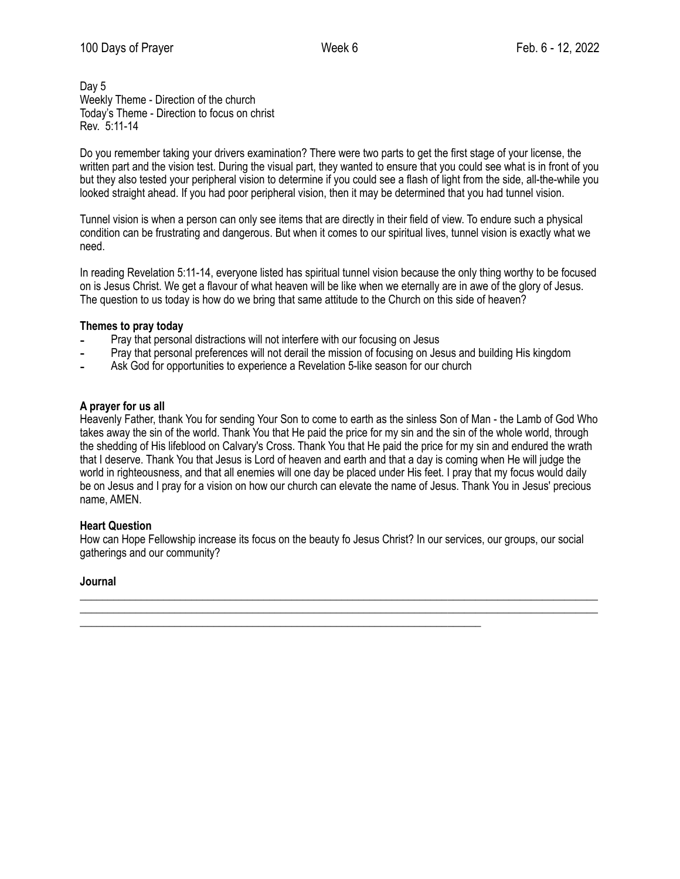Day 5
Weekly Theme - Direction of the church
Today's Theme - Direction to focus on christ
Rev. 5:11-14

Do you remember taking your drivers examination? There were two parts to get the first stage of your license, the written part and the vision test. During the visual part, they wanted to ensure that you could see what is in front of you but they also tested your peripheral vision to determine if you could see a flash of light from the side, all-the-while you looked straight ahead. If you had poor peripheral vision, then it may be determined that you had tunnel vision.

Tunnel vision is when a person can only see items that are directly in their field of view. To endure such a physical condition can be frustrating and dangerous. But when it comes to our spiritual lives, tunnel vision is exactly what we need.

In reading Revelation 5:11-14, everyone listed has spiritual tunnel vision because the only thing worthy to be focused on is Jesus Christ. We get a flavour of what heaven will be like when we eternally are in awe of the glory of Jesus. The question to us today is how do we bring that same attitude to the Church on this side of heaven?

**Themes to pray today**

- Pray that personal distractions will not interfere with our focusing on Jesus
- Pray that personal preferences will not derail the mission of focusing on Jesus and building His kingdom
- Ask God for opportunities to experience a Revelation 5-like season for our church

**A prayer for us all**

Heavenly Father, thank You for sending Your Son to come to earth as the sinless Son of Man - the Lamb of God Who takes away the sin of the world. Thank You that He paid the price for my sin and the sin of the whole world, through the shedding of His lifeblood on Calvary's Cross. Thank You that He paid the price for my sin and endured the wrath that I deserve. Thank You that Jesus is Lord of heaven and earth and that a day is coming when He will judge the world in righteousness, and that all enemies will one day be placed under His feet. I pray that my focus would daily be on Jesus and I pray for a vision on how our church can elevate the name of Jesus. Thank You in Jesus' precious name, AMEN.

**Heart Question**

How can Hope Fellowship increase its focus on the beauty fo Jesus Christ? In our services, our groups, our social gatherings and our community?

**Journal**

______________________________________________________________________________

______________________________________________________________________________

____________________________________________________________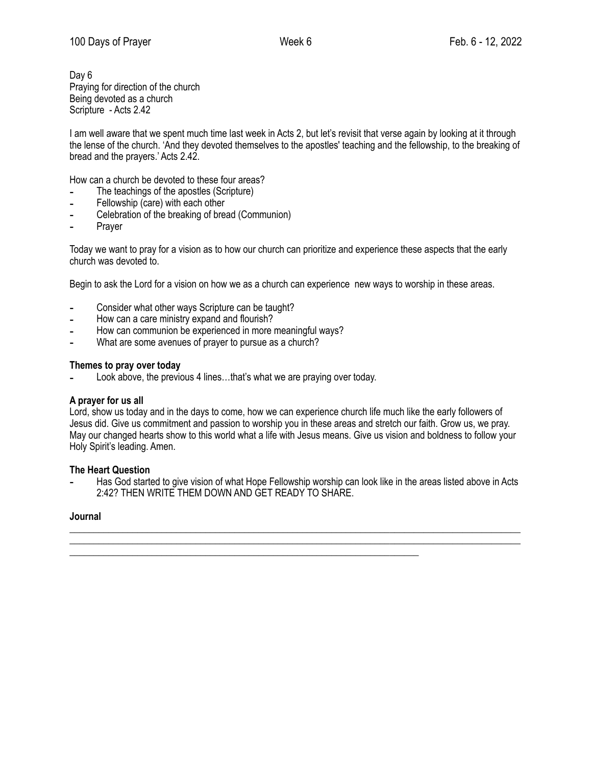Day 6
Praying for direction of the church
Being devoted as a church
Scripture - Acts 2.42

I am well aware that we spent much time last week in Acts 2, but let's revisit that verse again by looking at it through the lense of the church. 'And they devoted themselves to the apostles' teaching and the fellowship, to the breaking of bread and the prayers.' Acts 2.42.

How can a church be devoted to these four areas?

- The teachings of the apostles (Scripture)
- Fellowship (care) with each other
- Celebration of the breaking of bread (Communion)
- Prayer

Today we want to pray for a vision as to how our church can prioritize and experience these aspects that the early church was devoted to.

Begin to ask the Lord for a vision on how we as a church can experience new ways to worship in these areas.

- Consider what other ways Scripture can be taught?
- How can a care ministry expand and flourish?
- How can communion be experienced in more meaningful ways?
- What are some avenues of prayer to pursue as a church?

**Themes to pray over today**

- Look above, the previous 4 lines…that's what we are praying over today.

**A prayer for us all**

Lord, show us today and in the days to come, how we can experience church life much like the early followers of Jesus did. Give us commitment and passion to worship you in these areas and stretch our faith. Grow us, we pray. May our changed hearts show to this world what a life with Jesus means. Give us vision and boldness to follow your Holy Spirit's leading. Amen.

**The Heart Question**

- Has God started to give vision of what Hope Fellowship worship can look like in the areas listed above in Acts 2:42? THEN WRITE THEM DOWN AND GET READY TO SHARE.

**Journal**

______________________________________________________________________________________

______________________________________________________________________________________

____________________________________________________________________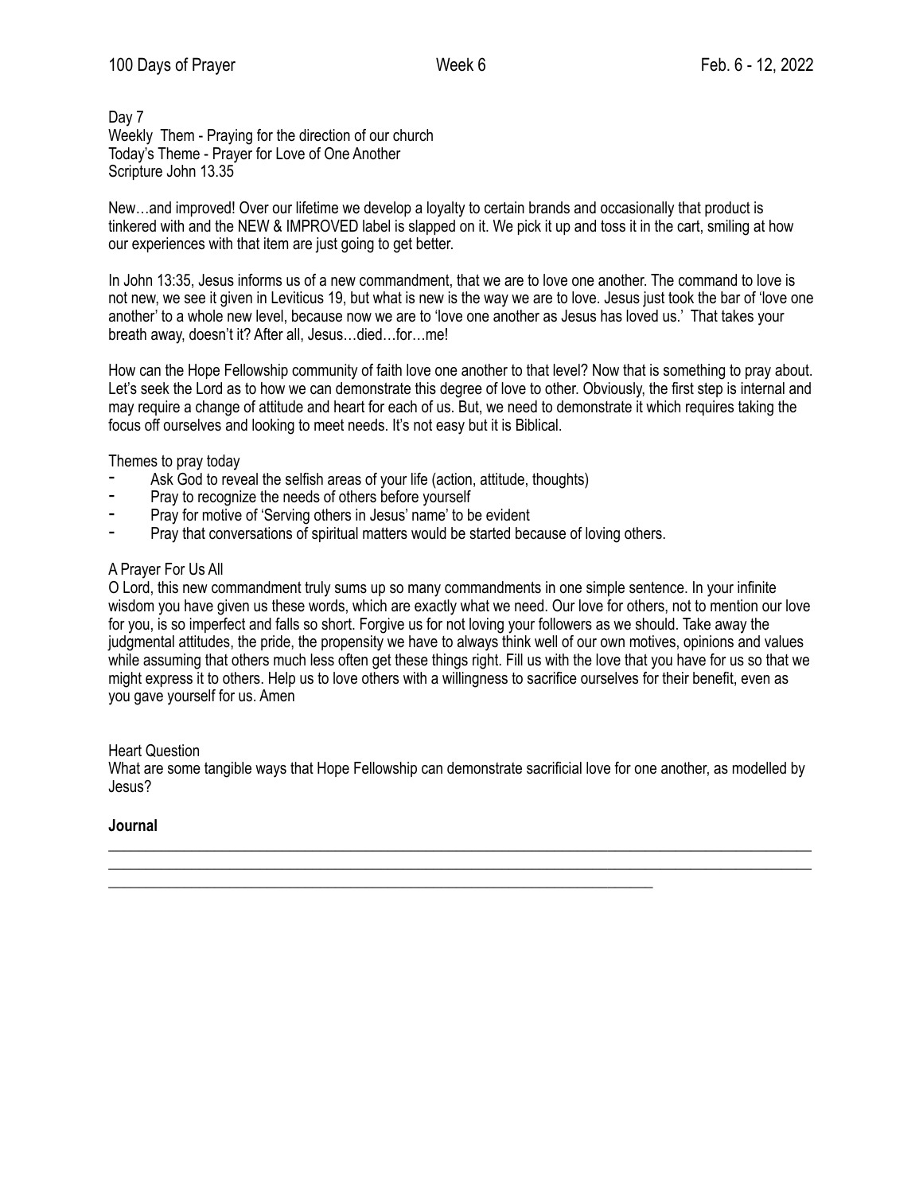Day 7
Weekly  Them - Praying for the direction of our church
Today's Theme - Prayer for Love of One Another
Scripture John 13.35

New…and improved! Over our lifetime we develop a loyalty to certain brands and occasionally that product is tinkered with and the NEW & IMPROVED label is slapped on it. We pick it up and toss it in the cart, smiling at how our experiences with that item are just going to get better.

In John 13:35, Jesus informs us of a new commandment, that we are to love one another. The command to love is not new, we see it given in Leviticus 19, but what is new is the way we are to love. Jesus just took the bar of 'love one another' to a whole new level, because now we are to 'love one another as Jesus has loved us.'  That takes your breath away, doesn't it? After all, Jesus…died…for…me!

How can the Hope Fellowship community of faith love one another to that level? Now that is something to pray about. Let's seek the Lord as to how we can demonstrate this degree of love to other. Obviously, the first step is internal and may require a change of attitude and heart for each of us. But, we need to demonstrate it which requires taking the focus off ourselves and looking to meet needs. It's not easy but it is Biblical.

Themes to pray today

- Ask God to reveal the selfish areas of your life (action, attitude, thoughts)
- Pray to recognize the needs of others before yourself
- Pray for motive of 'Serving others in Jesus' name' to be evident
- Pray that conversations of spiritual matters would be started because of loving others.

A Prayer For Us All
O Lord, this new commandment truly sums up so many commandments in one simple sentence. In your infinite wisdom you have given us these words, which are exactly what we need. Our love for others, not to mention our love for you, is so imperfect and falls so short. Forgive us for not loving your followers as we should. Take away the judgmental attitudes, the pride, the propensity we have to always think well of our own motives, opinions and values while assuming that others much less often get these things right. Fill us with the love that you have for us so that we might express it to others. Help us to love others with a willingness to sacrifice ourselves for their benefit, even as you gave yourself for us. Amen

Heart Question
What are some tangible ways that Hope Fellowship can demonstrate sacrificial love for one another, as modelled by Jesus?

**Journal**

______________________________________________________________________________
______________________________________________________________________________
____________________________________________________________